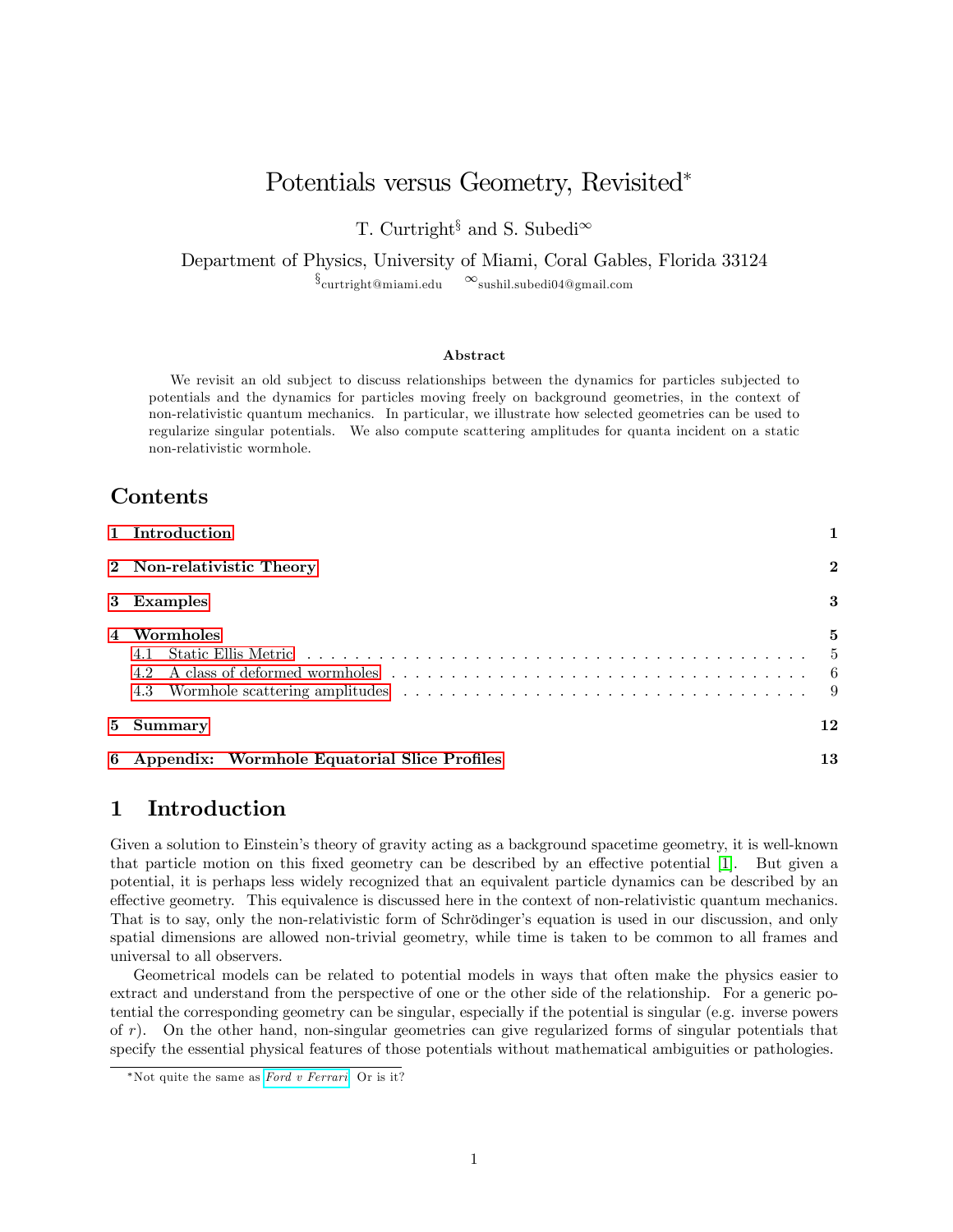# Potentials versus Geometry, Revisited*

T. Curtright[§] and S. Subedi[∞]

Department of Physics, University of Miami, Coral Gables, Florida 33124

[§]curtright@miami.edu [∞]sushil.subedi04@gmail.com

### Abstract

We revisit an old subject to discuss relationships between the dynamics for particles subjected to potentials and the dynamics for particles moving freely on background geometries, in the context of non-relativistic quantum mechanics. In particular, we illustrate how selected geometries can be used to regularize singular potentials. We also compute scattering amplitudes for quanta incident on a static non-relativistic wormhole.

## Contents

1 Introduction 1

2 Non-relativistic Theory 2

3 Examples 3

4 Wormholes 5
- 4.1 Static Ellis Metric 5
- 4.2 A class of deformed wormholes 6
- 4.3 Wormhole scattering amplitudes 9

5 Summary 12

6 Appendix: Wormhole Equatorial Slice Profiles 13

## 1 Introduction

Given a solution to Einstein's theory of gravity acting as a background spacetime geometry, it is well-known that particle motion on this fixed geometry can be described by an effective potential [1]. But given a potential, it is perhaps less widely recognized that an equivalent particle dynamics can be described by an effective geometry. This equivalence is discussed here in the context of non-relativistic quantum mechanics. That is to say, only the non-relativistic form of Schrödinger's equation is used in our discussion, and only spatial dimensions are allowed non-trivial geometry, while time is taken to be common to all frames and universal to all observers.

Geometrical models can be related to potential models in ways that often make the physics easier to extract and understand from the perspective of one or the other side of the relationship. For a generic potential the corresponding geometry can be singular, especially if the potential is singular (e.g. inverse powers of $r$). On the other hand, non-singular geometries can give regularized forms of singular potentials that specify the essential physical features of those potentials without mathematical ambiguities or pathologies.

*Not quite the same as *Ford v Ferrari*. Or is it?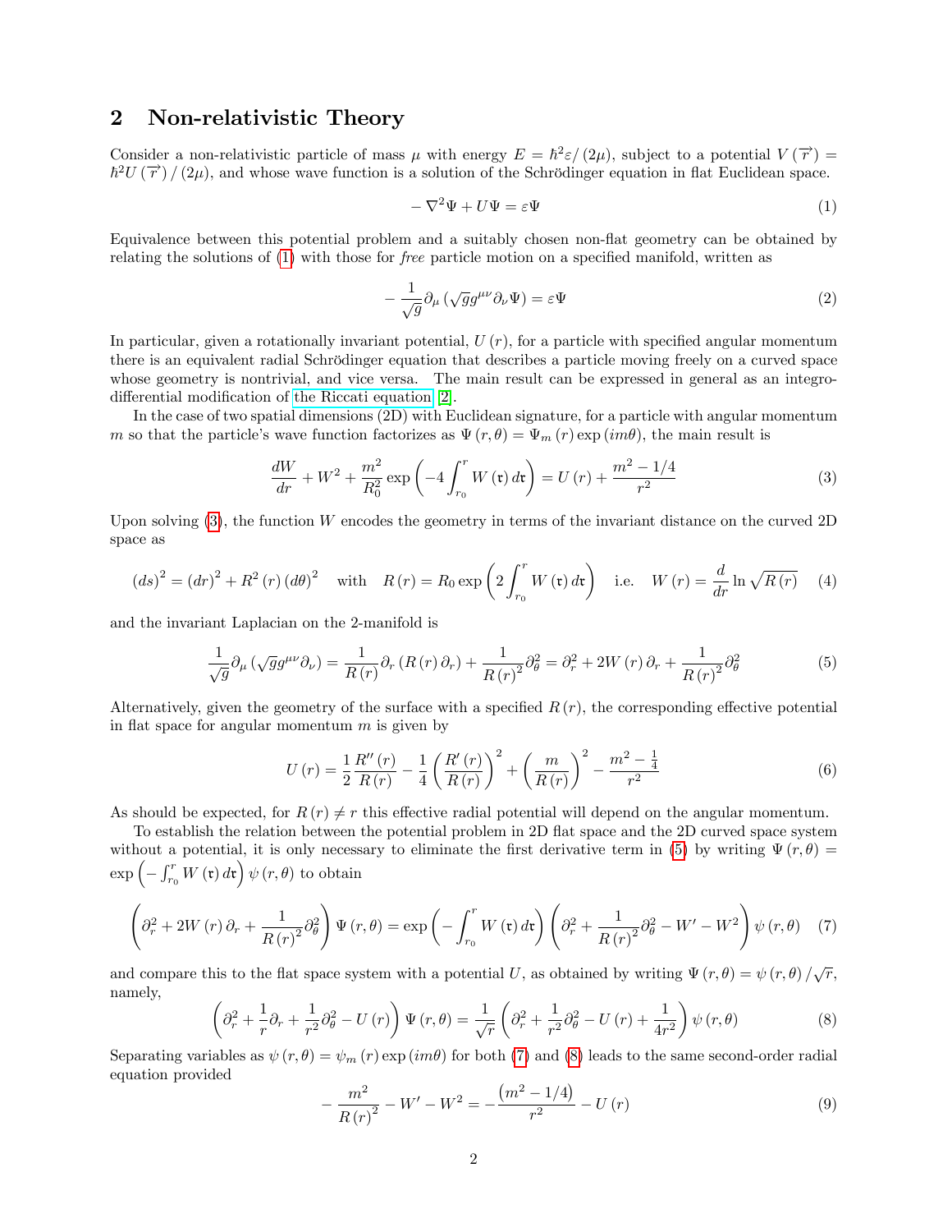## 2 Non-relativistic Theory

Consider a non-relativistic particle of mass $\mu$ with energy $E = \hbar^2\varepsilon/(2\mu)$, subject to a potential $V(\overrightarrow{r}) = \hbar^2 U(\overrightarrow{r})/(2\mu)$, and whose wave function is a solution of the Schrödinger equation in flat Euclidean space.

$$-\nabla^2\Psi + U\Psi = \varepsilon\Psi \tag{1}$$

Equivalence between this potential problem and a suitably chosen non-flat geometry can be obtained by relating the solutions of (1) with those for *free* particle motion on a specified manifold, written as

$$-\frac{1}{\sqrt{g}}\partial_\mu\left(\sqrt{g}g^{\mu\nu}\partial_\nu\Psi\right) = \varepsilon\Psi \tag{2}$$

In particular, given a rotationally invariant potential, $U(r)$, for a particle with specified angular momentum there is an equivalent radial Schrödinger equation that describes a particle moving freely on a curved space whose geometry is nontrivial, and vice versa. The main result can be expressed in general as an integro-differential modification of the Riccati equation [2].

In the case of two spatial dimensions (2D) with Euclidean signature, for a particle with angular momentum $m$ so that the particle's wave function factorizes as $\Psi(r,\theta) = \Psi_m(r)\exp(im\theta)$, the main result is

$$\frac{dW}{dr} + W^2 + \frac{m^2}{R_0^2}\exp\left(-4\int_{r_0}^{r} W(\mathfrak{r})\,d\mathfrak{r}\right) = U(r) + \frac{m^2 - 1/4}{r^2} \tag{3}$$

Upon solving (3), the function $W$ encodes the geometry in terms of the invariant distance on the curved 2D space as

$$(ds)^2 = (dr)^2 + R^2(r)(d\theta)^2 \quad \text{with} \quad R(r) = R_0\exp\left(2\int_{r_0}^{r} W(\mathfrak{r})\,d\mathfrak{r}\right) \quad \text{i.e.} \quad W(r) = \frac{d}{dr}\ln\sqrt{R(r)} \tag{4}$$

and the invariant Laplacian on the 2-manifold is

$$\frac{1}{\sqrt{g}}\partial_\mu\left(\sqrt{g}g^{\mu\nu}\partial_\nu\right) = \frac{1}{R(r)}\partial_r\left(R(r)\partial_r\right) + \frac{1}{R(r)^2}\partial_\theta^2 = \partial_r^2 + 2W(r)\partial_r + \frac{1}{R(r)^2}\partial_\theta^2 \tag{5}$$

Alternatively, given the geometry of the surface with a specified $R(r)$, the corresponding effective potential in flat space for angular momentum $m$ is given by

$$U(r) = \frac{1}{2}\frac{R''(r)}{R(r)} - \frac{1}{4}\left(\frac{R'(r)}{R(r)}\right)^2 + \left(\frac{m}{R(r)}\right)^2 - \frac{m^2 - \frac{1}{4}}{r^2} \tag{6}$$

As should be expected, for $R(r) \neq r$ this effective radial potential will depend on the angular momentum.

To establish the relation between the potential problem in 2D flat space and the 2D curved space system without a potential, it is only necessary to eliminate the first derivative term in (5) by writing $\Psi(r,\theta) = \exp\left(-\int_{r_0}^{r} W(\mathfrak{r})\,d\mathfrak{r}\right)\psi(r,\theta)$ to obtain

$$\left(\partial_r^2 + 2W(r)\partial_r + \frac{1}{R(r)^2}\partial_\theta^2\right)\Psi(r,\theta) = \exp\left(-\int_{r_0}^{r} W(\mathfrak{r})\,d\mathfrak{r}\right)\left(\partial_r^2 + \frac{1}{R(r)^2}\partial_\theta^2 - W' - W^2\right)\psi(r,\theta) \tag{7}$$

and compare this to the flat space system with a potential $U$, as obtained by writing $\Psi(r,\theta) = \psi(r,\theta)/\sqrt{r}$, namely,

$$\left(\partial_r^2 + \frac{1}{r}\partial_r + \frac{1}{r^2}\partial_\theta^2 - U(r)\right)\Psi(r,\theta) = \frac{1}{\sqrt{r}}\left(\partial_r^2 + \frac{1}{r^2}\partial_\theta^2 - U(r) + \frac{1}{4r^2}\right)\psi(r,\theta) \tag{8}$$

Separating variables as $\psi(r,\theta) = \psi_m(r)\exp(im\theta)$ for both (7) and (8) leads to the same second-order radial equation provided

$$-\frac{m^2}{R(r)^2} - W' - W^2 = -\frac{\left(m^2 - 1/4\right)}{r^2} - U(r) \tag{9}$$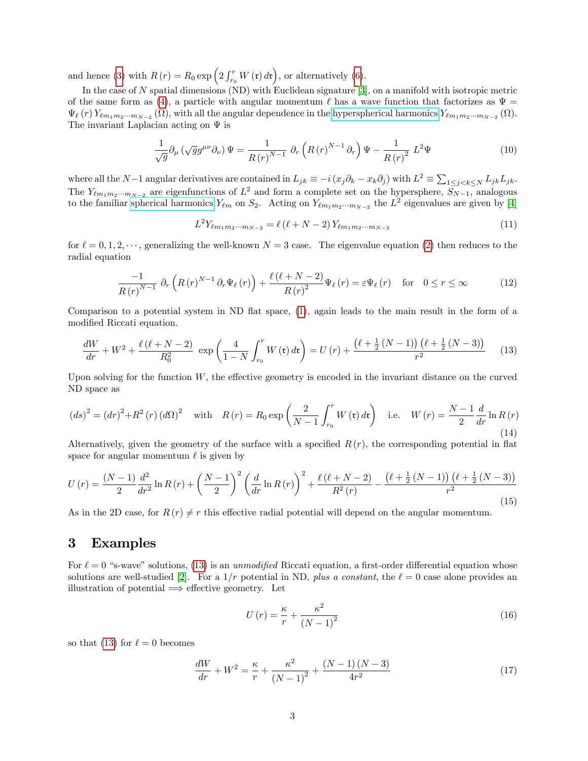and hence (3) with $R(r) = R_0 \exp\left(2\int_{r_0}^{r} W(\mathfrak{r})\, d\mathfrak{r}\right)$, or alternatively (6).

In the case of $N$ spatial dimensions (ND) with Euclidean signature [3], on a manifold with isotropic metric of the same form as (4), a particle with angular momentum $\ell$ has a wave function that factorizes as $\Psi = \Psi_\ell(r)\, Y_{\ell m_1 m_2 \cdots m_{N-2}}(\Omega)$, with all the angular dependence in the hyperspherical harmonics $Y_{\ell m_1 m_2 \cdots m_{N-2}}(\Omega)$. The invariant Laplacian acting on $\Psi$ is

$$\frac{1}{\sqrt{g}}\partial_\mu \left(\sqrt{g} g^{\mu\nu}\partial_\nu\right)\Psi = \frac{1}{R(r)^{N-1}}\, \partial_r \left(R(r)^{N-1}\partial_r\right)\Psi - \frac{1}{R(r)^2}\, L^2 \Psi \tag{10}$$

where all the $N-1$ angular derivatives are contained in $L_{jk} \equiv -i\left(x_j \partial_k - x_k \partial_j\right)$ with $L^2 \equiv \sum_{1\le j<k\le N} L_{jk}L_{jk}$. The $Y_{\ell m_1 m_2 \cdots m_{N-2}}$ are eigenfunctions of $L^2$ and form a complete set on the hypersphere, $S_{N-1}$, analogous to the familiar spherical harmonics $Y_{\ell m}$ on $S_2$. Acting on $Y_{\ell m_1 m_2 \cdots m_{N-2}}$ the $L^2$ eigenvalues are given by [4]

$$L^2 Y_{\ell m_1 m_2 \cdots m_{N-2}} = \ell\left(\ell + N - 2\right) Y_{\ell m_1 m_2 \cdots m_{N-2}} \tag{11}$$

for $\ell = 0, 1, 2, \cdots$, generalizing the well-known $N = 3$ case. The eigenvalue equation (2) then reduces to the radial equation

$$\frac{-1}{R(r)^{N-1}}\, \partial_r \left(R(r)^{N-1}\partial_r \Psi_\ell(r)\right) + \frac{\ell(\ell+N-2)}{R(r)^2}\Psi_\ell(r) = \varepsilon \Psi_\ell(r) \quad \text{for} \quad 0 \le r \le \infty \tag{12}$$

Comparison to a potential system in ND flat space, (1), again leads to the main result in the form of a modified Riccati equation.

$$\frac{dW}{dr} + W^2 + \frac{\ell(\ell+N-2)}{R_0^2}\, \exp\left(\frac{4}{1-N}\int_{r_0}^{r} W(\mathfrak{r})\, d\mathfrak{r}\right) = U(r) + \frac{\left(\ell + \frac{1}{2}(N-1)\right)\left(\ell + \frac{1}{2}(N-3)\right)}{r^2} \tag{13}$$

Upon solving for the function $W$, the effective geometry is encoded in the invariant distance on the curved ND space as

$$(ds)^2 = (dr)^2 + R^2(r)\,(d\Omega)^2 \quad \text{with} \quad R(r) = R_0 \exp\left(\frac{2}{N-1}\int_{r_0}^{r} W(\mathfrak{r})\, d\mathfrak{r}\right) \quad \text{i.e.} \quad W(r) = \frac{N-1}{2}\frac{d}{dr}\ln R(r) \tag{14}$$

Alternatively, given the geometry of the surface with a specified $R(r)$, the corresponding potential in flat space for angular momentum $\ell$ is given by

$$U(r) = \frac{(N-1)}{2}\frac{d^2}{dr^2}\ln R(r) + \left(\frac{N-1}{2}\right)^2 \left(\frac{d}{dr}\ln R(r)\right)^2 + \frac{\ell(\ell+N-2)}{R^2(r)} - \frac{\left(\ell + \frac{1}{2}(N-1)\right)\left(\ell + \frac{1}{2}(N-3)\right)}{r^2} \tag{15}$$

As in the 2D case, for $R(r) \neq r$ this effective radial potential will depend on the angular momentum.

# 3 Examples

For $\ell = 0$ "s-wave" solutions, (13) is an *unmodified* Riccati equation, a first-order differential equation whose solutions are well-studied [2]. For a $1/r$ potential in ND, *plus a constant*, the $\ell = 0$ case alone provides an illustration of potential $\Longrightarrow$ effective geometry. Let

$$U(r) = \frac{\kappa}{r} + \frac{\kappa^2}{(N-1)^2} \tag{16}$$

so that (13) for $\ell = 0$ becomes

$$\frac{dW}{dr} + W^2 = \frac{\kappa}{r} + \frac{\kappa^2}{(N-1)^2} + \frac{(N-1)(N-3)}{4r^2} \tag{17}$$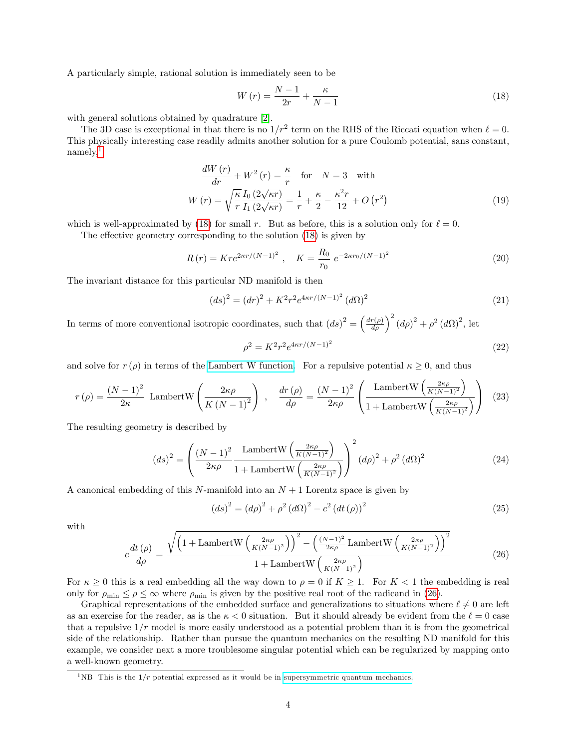A particularly simple, rational solution is immediately seen to be

$$W(r) = \frac{N-1}{2r} + \frac{\kappa}{N-1} \tag{18}$$

with general solutions obtained by quadrature [2].

The 3D case is exceptional in that there is no $1/r^2$ term on the RHS of the Riccati equation when $\ell = 0$. This physically interesting case readily admits another solution for a pure Coulomb potential, sans constant, namely[1]

$$\frac{dW(r)}{dr} + W^2(r) = \frac{\kappa}{r} \quad \text{for} \quad N = 3 \quad \text{with}$$

$$W(r) = \sqrt{\frac{\kappa}{r}} \frac{I_0\left(2\sqrt{\kappa r}\right)}{I_1\left(2\sqrt{\kappa r}\right)} = \frac{1}{r} + \frac{\kappa}{2} - \frac{\kappa^2 r}{12} + O\left(r^2\right) \tag{19}$$

which is well-approximated by (18) for small $r$. But as before, this is a solution only for $\ell = 0$.

The effective geometry corresponding to the solution (18) is given by

$$R(r) = K r e^{2\kappa r/(N-1)^2}, \quad K = \frac{R_0}{r_0} e^{-2\kappa r_0/(N-1)^2} \tag{20}$$

The invariant distance for this particular ND manifold is then

$$(ds)^2 = (dr)^2 + K^2 r^2 e^{4\kappa r/(N-1)^2} (d\Omega)^2 \tag{21}$$

In terms of more conventional isotropic coordinates, such that $(ds)^2 = \left(\frac{dr(\rho)}{d\rho}\right)^2 (d\rho)^2 + \rho^2 (d\Omega)^2$, let

$$\rho^2 = K^2 r^2 e^{4\kappa r/(N-1)^2} \tag{22}$$

and solve for $r(\rho)$ in terms of the Lambert W function. For a repulsive potential $\kappa \geq 0$, and thus

$$r(\rho) = \frac{(N-1)^2}{2\kappa} \ \text{LambertW}\left(\frac{2\kappa\rho}{K(N-1)^2}\right), \quad \frac{dr(\rho)}{d\rho} = \frac{(N-1)^2}{2\kappa\rho}\left(\frac{\text{LambertW}\left(\frac{2\kappa\rho}{K(N-1)^2}\right)}{1 + \text{LambertW}\left(\frac{2\kappa\rho}{K(N-1)^2}\right)}\right) \tag{23}$$

The resulting geometry is described by

$$(ds)^2 = \left(\frac{(N-1)^2}{2\kappa\rho} \frac{\text{LambertW}\left(\frac{2\kappa\rho}{K(N-1)^2}\right)}{1 + \text{LambertW}\left(\frac{2\kappa\rho}{K(N-1)^2}\right)}\right)^2 (d\rho)^2 + \rho^2 (d\Omega)^2 \tag{24}$$

A canonical embedding of this $N$-manifold into an $N+1$ Lorentz space is given by

$$(ds)^2 = (d\rho)^2 + \rho^2 (d\Omega)^2 - c^2 (dt(\rho))^2 \tag{25}$$

with

$$c\frac{dt(\rho)}{d\rho} = \frac{\sqrt{\left(1 + \text{LambertW}\left(\frac{2\kappa\rho}{K(N-1)^2}\right)\right)^2 - \left(\frac{(N-1)^2}{2\kappa\rho} \text{LambertW}\left(\frac{2\kappa\rho}{K(N-1)^2}\right)\right)^2}}{1 + \text{LambertW}\left(\frac{2\kappa\rho}{K(N-1)^2}\right)} \tag{26}$$

For $\kappa \geq 0$ this is a real embedding all the way down to $\rho = 0$ if $K \geq 1$. For $K < 1$ the embedding is real only for $\rho_{\min} \leq \rho \leq \infty$ where $\rho_{\min}$ is given by the positive real root of the radicand in (26).

Graphical representations of the embedded surface and generalizations to situations where $\ell \neq 0$ are left as an exercise for the reader, as is the $\kappa < 0$ situation. But it should already be evident from the $\ell = 0$ case that a repulsive $1/r$ model is more easily understood as a potential problem than it is from the geometrical side of the relationship. Rather than pursue the quantum mechanics on the resulting ND manifold for this example, we consider next a more troublesome singular potential which can be regularized by mapping onto a well-known geometry.

---

[1] NB This is the $1/r$ potential expressed as it would be in supersymmetric quantum mechanics.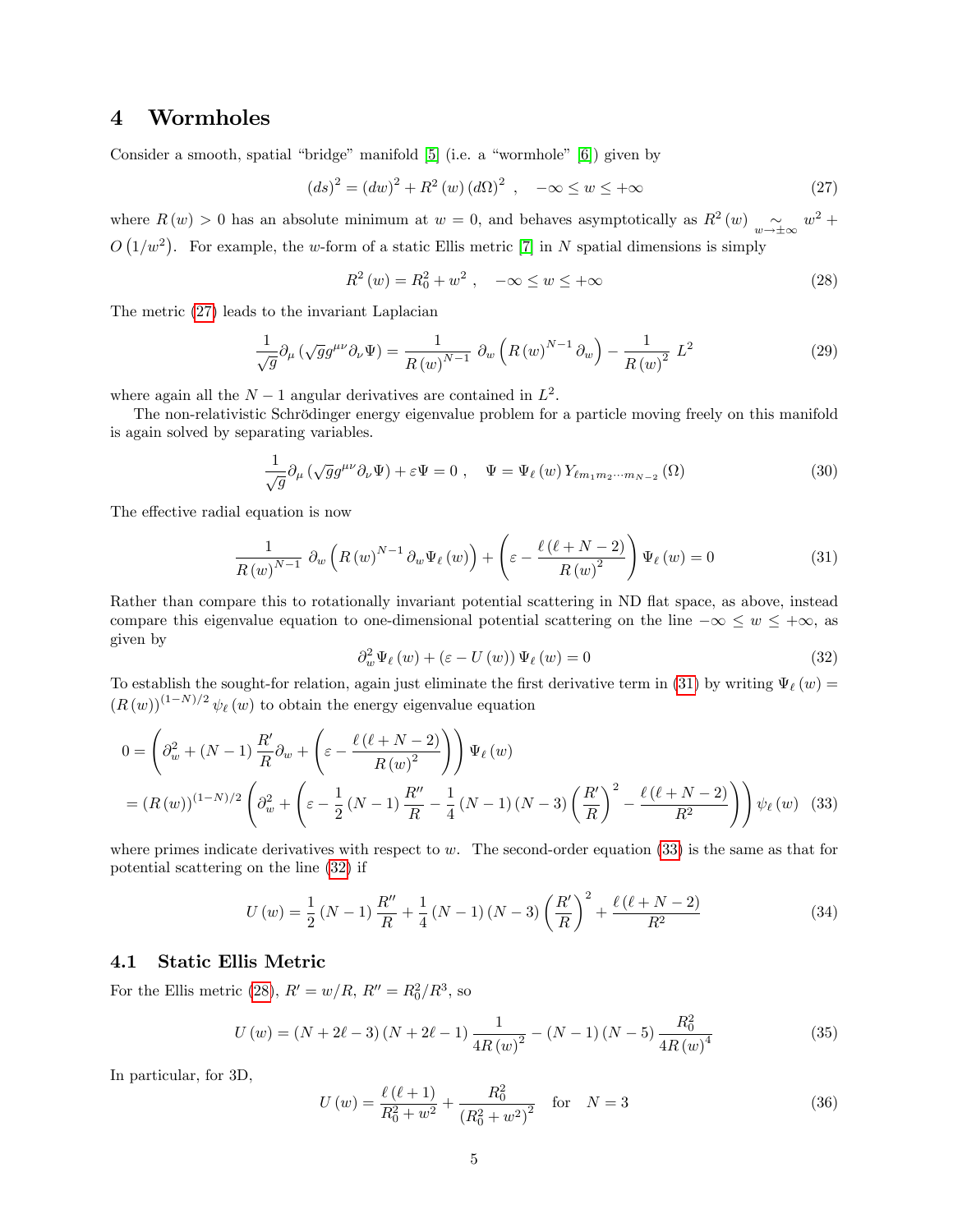# 4 Wormholes

Consider a smooth, spatial "bridge" manifold [5] (i.e. a "wormhole" [6]) given by

$$(ds)^2 = (dw)^2 + R^2(w)(d\Omega)^2 \ , \quad -\infty \le w \le +\infty \tag{27}$$

where $R(w) > 0$ has an absolute minimum at $w = 0$, and behaves asymptotically as $R^2(w) \underset{w\to\pm\infty}{\sim} w^2 + O(1/w^2)$. For example, the $w$-form of a static Ellis metric [7] in $N$ spatial dimensions is simply

$$R^2(w) = R_0^2 + w^2 \ , \quad -\infty \le w \le +\infty \tag{28}$$

The metric (27) leads to the invariant Laplacian

$$\frac{1}{\sqrt{g}}\partial_\mu\left(\sqrt{g}g^{\mu\nu}\partial_\nu\Psi\right) = \frac{1}{R(w)^{N-1}}\ \partial_w\left(R(w)^{N-1}\partial_w\right) - \frac{1}{R(w)^2}\ L^2 \tag{29}$$

where again all the $N-1$ angular derivatives are contained in $L^2$.

The non-relativistic Schrödinger energy eigenvalue problem for a particle moving freely on this manifold is again solved by separating variables.

$$\frac{1}{\sqrt{g}}\partial_\mu\left(\sqrt{g}g^{\mu\nu}\partial_\nu\Psi\right) + \varepsilon\Psi = 0 \ , \quad \Psi = \Psi_\ell(w)\,Y_{\ell m_1 m_2\cdots m_{N-2}}(\Omega) \tag{30}$$

The effective radial equation is now

$$\frac{1}{R(w)^{N-1}}\ \partial_w\left(R(w)^{N-1}\partial_w\Psi_\ell(w)\right) + \left(\varepsilon - \frac{\ell(\ell+N-2)}{R(w)^2}\right)\Psi_\ell(w) = 0 \tag{31}$$

Rather than compare this to rotationally invariant potential scattering in ND flat space, as above, instead compare this eigenvalue equation to one-dimensional potential scattering on the line $-\infty \le w \le +\infty$, as given by

$$\partial_w^2\Psi_\ell(w) + (\varepsilon - U(w))\,\Psi_\ell(w) = 0 \tag{32}$$

To establish the sought-for relation, again just eliminate the first derivative term in (31) by writing $\Psi_\ell(w) = (R(w))^{(1-N)/2}\,\psi_\ell(w)$ to obtain the energy eigenvalue equation

$$\begin{aligned}
0 &= \left(\partial_w^2 + (N-1)\frac{R'}{R}\partial_w + \left(\varepsilon - \frac{\ell(\ell+N-2)}{R(w)^2}\right)\right)\Psi_\ell(w) \\
&= (R(w))^{(1-N)/2}\left(\partial_w^2 + \left(\varepsilon - \frac{1}{2}(N-1)\frac{R''}{R} - \frac{1}{4}(N-1)(N-3)\left(\frac{R'}{R}\right)^2 - \frac{\ell(\ell+N-2)}{R^2}\right)\right)\psi_\ell(w)
\end{aligned} \tag{33}$$

where primes indicate derivatives with respect to $w$. The second-order equation (33) is the same as that for potential scattering on the line (32) if

$$U(w) = \frac{1}{2}(N-1)\frac{R''}{R} + \frac{1}{4}(N-1)(N-3)\left(\frac{R'}{R}\right)^2 + \frac{\ell(\ell+N-2)}{R^2} \tag{34}$$

## 4.1 Static Ellis Metric

For the Ellis metric (28), $R' = w/R$, $R'' = R_0^2/R^3$, so

$$U(w) = (N+2\ell-3)(N+2\ell-1)\frac{1}{4R(w)^2} - (N-1)(N-5)\frac{R_0^2}{4R(w)^4} \tag{35}$$

In particular, for 3D,

$$U(w) = \frac{\ell(\ell+1)}{R_0^2+w^2} + \frac{R_0^2}{\left(R_0^2+w^2\right)^2} \quad \text{for} \quad N=3 \tag{36}$$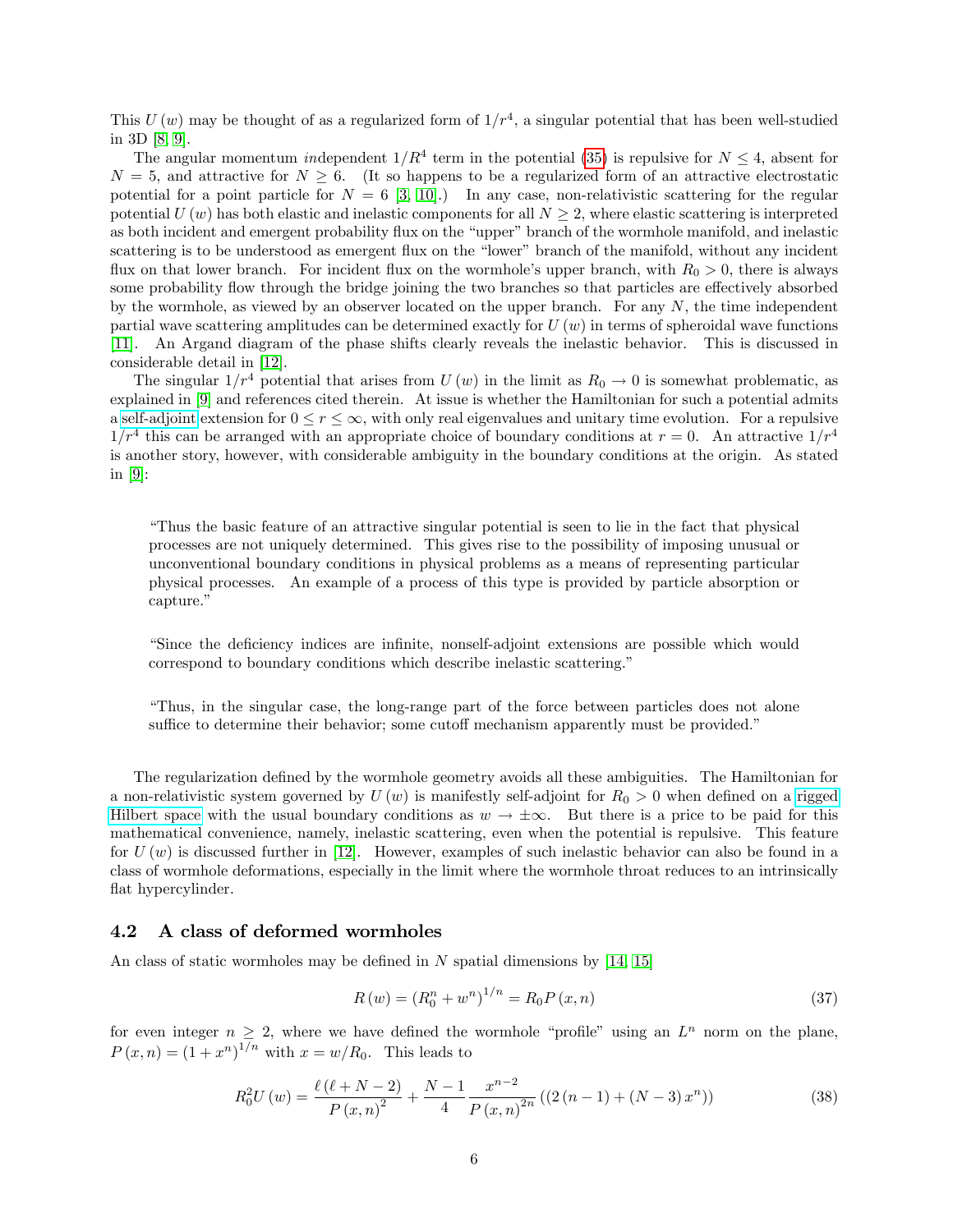This $U(w)$ may be thought of as a regularized form of $1/r^4$, a singular potential that has been well-studied in 3D [8, 9].

The angular momentum *in*dependent $1/R^4$ term in the potential (35) is repulsive for $N \leq 4$, absent for $N = 5$, and attractive for $N \geq 6$. (It so happens to be a regularized form of an attractive electrostatic potential for a point particle for $N = 6$ [3, 10].) In any case, non-relativistic scattering for the regular potential $U(w)$ has both elastic and inelastic components for all $N \geq 2$, where elastic scattering is interpreted as both incident and emergent probability flux on the "upper" branch of the wormhole manifold, and inelastic scattering is to be understood as emergent flux on the "lower" branch of the manifold, without any incident flux on that lower branch. For incident flux on the wormhole's upper branch, with $R_0 > 0$, there is always some probability flow through the bridge joining the two branches so that particles are effectively absorbed by the wormhole, as viewed by an observer located on the upper branch. For any $N$, the time independent partial wave scattering amplitudes can be determined exactly for $U(w)$ in terms of spheroidal wave functions [11]. An Argand diagram of the phase shifts clearly reveals the inelastic behavior. This is discussed in considerable detail in [12].

The singular $1/r^4$ potential that arises from $U(w)$ in the limit as $R_0 \to 0$ is somewhat problematic, as explained in [9] and references cited therein. At issue is whether the Hamiltonian for such a potential admits a self-adjoint extension for $0 \leq r \leq \infty$, with only real eigenvalues and unitary time evolution. For a repulsive $1/r^4$ this can be arranged with an appropriate choice of boundary conditions at $r = 0$. An attractive $1/r^4$ is another story, however, with considerable ambiguity in the boundary conditions at the origin. As stated in [9]:

> "Thus the basic feature of an attractive singular potential is seen to lie in the fact that physical processes are not uniquely determined. This gives rise to the possibility of imposing unusual or unconventional boundary conditions in physical problems as a means of representing particular physical processes. An example of a process of this type is provided by particle absorption or capture."
>
> "Since the deficiency indices are infinite, nonself-adjoint extensions are possible which would correspond to boundary conditions which describe inelastic scattering."
>
> "Thus, in the singular case, the long-range part of the force between particles does not alone suffice to determine their behavior; some cutoff mechanism apparently must be provided."

The regularization defined by the wormhole geometry avoids all these ambiguities. The Hamiltonian for a non-relativistic system governed by $U(w)$ is manifestly self-adjoint for $R_0 > 0$ when defined on a rigged Hilbert space with the usual boundary conditions as $w \to \pm\infty$. But there is a price to be paid for this mathematical convenience, namely, inelastic scattering, even when the potential is repulsive. This feature for $U(w)$ is discussed further in [12]. However, examples of such inelastic behavior can also be found in a class of wormhole deformations, especially in the limit where the wormhole throat reduces to an intrinsically flat hypercylinder.

### 4.2 A class of deformed wormholes

An class of static wormholes may be defined in $N$ spatial dimensions by [14, 15]

$$R(w) = (R_0^n + w^n)^{1/n} = R_0 P(x, n) \tag{37}$$

for even integer $n \geq 2$, where we have defined the wormhole "profile" using an $L^n$ norm on the plane, $P(x, n) = (1 + x^n)^{1/n}$ with $x = w/R_0$. This leads to

$$R_0^2 U(w) = \frac{\ell(\ell + N - 2)}{P(x, n)^2} + \frac{N-1}{4} \frac{x^{n-2}}{P(x, n)^{2n}} \left( (2(n-1) + (N-3)x^n) \right) \tag{38}$$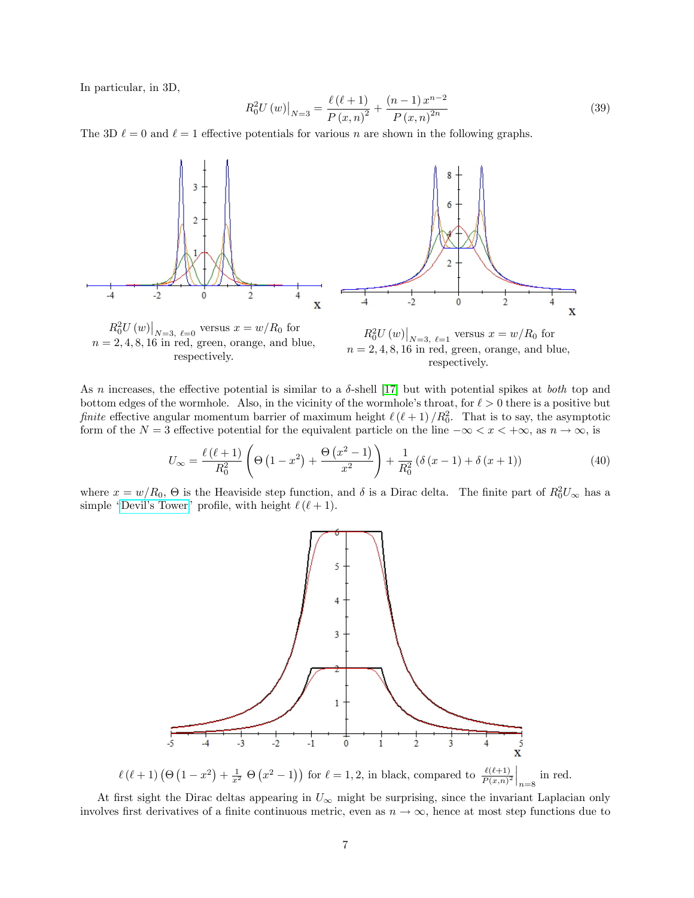In particular, in 3D,

$$R_0^2 U(w)\Big|_{N=3} = \frac{\ell(\ell+1)}{P(x,n)^2} + \frac{(n-1)\,x^{n-2}}{P(x,n)^{2n}} \tag{39}$$

The 3D $\ell = 0$ and $\ell = 1$ effective potentials for various $n$ are shown in the following graphs.

$R_0^2 U(w)\Big|_{N=3,\ \ell=0}$ versus $x = w/R_0$ for $n = 2, 4, 8, 16$ in red, green, orange, and blue, respectively.

$R_0^2 U(w)\Big|_{N=3,\ \ell=1}$ versus $x = w/R_0$ for $n = 2, 4, 8, 16$ in red, green, orange, and blue, respectively.

As $n$ increases, the effective potential is similar to a $\delta$-shell [17] but with potential spikes at *both* top and bottom edges of the wormhole. Also, in the vicinity of the wormhole's throat, for $\ell > 0$ there is a positive but *finite* effective angular momentum barrier of maximum height $\ell(\ell+1)/R_0^2$. That is to say, the asymptotic form of the $N = 3$ effective potential for the equivalent particle on the line $-\infty < x < +\infty$, as $n \to \infty$, is

$$U_\infty = \frac{\ell(\ell+1)}{R_0^2}\left(\Theta\left(1-x^2\right) + \frac{\Theta\left(x^2-1\right)}{x^2}\right) + \frac{1}{R_0^2}\left(\delta(x-1) + \delta(x+1)\right) \tag{40}$$

where $x = w/R_0$, $\Theta$ is the Heaviside step function, and $\delta$ is a Dirac delta. The finite part of $R_0^2 U_\infty$ has a simple 'Devil's Tower' profile, with height $\ell(\ell+1)$.

$\ell(\ell+1)\left(\Theta\left(1-x^2\right) + \frac{1}{x^2}\,\Theta\left(x^2-1\right)\right)$ for $\ell = 1, 2$, in black, compared to $\left.\frac{\ell(\ell+1)}{P(x,n)^2}\right|_{n=8}$ in red.

At first sight the Dirac deltas appearing in $U_\infty$ might be surprising, since the invariant Laplacian only involves first derivatives of a finite continuous metric, even as $n \to \infty$, hence at most step functions due to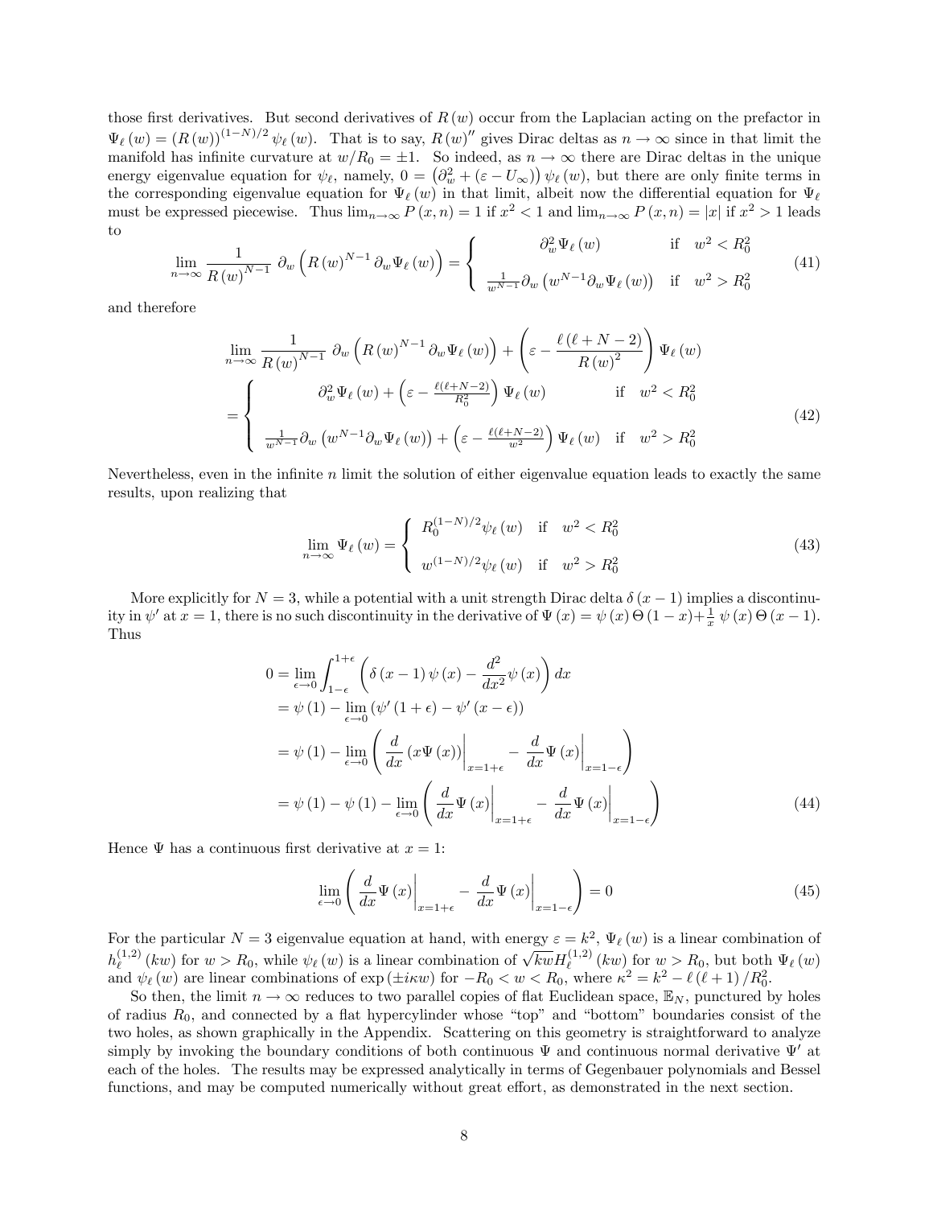those first derivatives. But second derivatives of $R(w)$ occur from the Laplacian acting on the prefactor in $\Psi_\ell(w) = (R(w))^{(1-N)/2}\,\psi_\ell(w)$. That is to say, $R(w)''$ gives Dirac deltas as $n \to \infty$ since in that limit the manifold has infinite curvature at $w/R_0 = \pm 1$. So indeed, as $n \to \infty$ there are Dirac deltas in the unique energy eigenvalue equation for $\psi_\ell$, namely, $0 = \left(\partial_w^2 + (\varepsilon - U_\infty)\right)\psi_\ell(w)$, but there are only finite terms in the corresponding eigenvalue equation for $\Psi_\ell(w)$ in that limit, albeit now the differential equation for $\Psi_\ell$ must be expressed piecewise. Thus $\lim_{n\to\infty} P(x,n) = 1$ if $x^2 < 1$ and $\lim_{n\to\infty} P(x,n) = |x|$ if $x^2 > 1$ leads to

$$
\lim_{n\to\infty} \frac{1}{R(w)^{N-1}}\ \partial_w\left(R(w)^{N-1}\,\partial_w \Psi_\ell(w)\right) = \left\{\begin{array}{ll} \partial_w^2 \Psi_\ell(w) & \text{if} \quad w^2 < R_0^2 \\ \frac{1}{w^{N-1}}\partial_w\left(w^{N-1}\partial_w \Psi_\ell(w)\right) & \text{if} \quad w^2 > R_0^2 \end{array}\right. \tag{41}
$$

and therefore

$$
\begin{aligned}
&\lim_{n\to\infty} \frac{1}{R(w)^{N-1}}\ \partial_w\left(R(w)^{N-1}\,\partial_w \Psi_\ell(w)\right) + \left(\varepsilon - \frac{\ell(\ell+N-2)}{R(w)^2}\right)\Psi_\ell(w) \\
&= \left\{\begin{array}{ll} \partial_w^2 \Psi_\ell(w) + \left(\varepsilon - \frac{\ell(\ell+N-2)}{R_0^2}\right)\Psi_\ell(w) & \text{if} \quad w^2 < R_0^2 \\ \frac{1}{w^{N-1}}\partial_w\left(w^{N-1}\partial_w \Psi_\ell(w)\right) + \left(\varepsilon - \frac{\ell(\ell+N-2)}{w^2}\right)\Psi_\ell(w) & \text{if} \quad w^2 > R_0^2 \end{array}\right.
\end{aligned} \tag{42}
$$

Nevertheless, even in the infinite $n$ limit the solution of either eigenvalue equation leads to exactly the same results, upon realizing that

$$
\lim_{n\to\infty} \Psi_\ell(w) = \left\{\begin{array}{ll} R_0^{(1-N)/2}\psi_\ell(w) & \text{if} \quad w^2 < R_0^2 \\ w^{(1-N)/2}\psi_\ell(w) & \text{if} \quad w^2 > R_0^2 \end{array}\right. \tag{43}
$$

More explicitly for $N = 3$, while a potential with a unit strength Dirac delta $\delta(x-1)$ implies a discontinuity in $\psi'$ at $x = 1$, there is no such discontinuity in the derivative of $\Psi(x) = \psi(x)\,\Theta(1-x) + \frac{1}{x}\,\psi(x)\,\Theta(x-1)$. Thus

$$
\begin{aligned}
0 &= \lim_{\epsilon\to 0}\int_{1-\epsilon}^{1+\epsilon}\left(\delta(x-1)\,\psi(x) - \frac{d^2}{dx^2}\psi(x)\right)dx \\
&= \psi(1) - \lim_{\epsilon\to 0}\left(\psi'(1+\epsilon) - \psi'(x-\epsilon)\right) \\
&= \psi(1) - \lim_{\epsilon\to 0}\left(\left.\frac{d}{dx}(x\Psi(x))\right|_{x=1+\epsilon} - \left.\frac{d}{dx}\Psi(x)\right|_{x=1-\epsilon}\right) \\
&= \psi(1) - \psi(1) - \lim_{\epsilon\to 0}\left(\left.\frac{d}{dx}\Psi(x)\right|_{x=1+\epsilon} - \left.\frac{d}{dx}\Psi(x)\right|_{x=1-\epsilon}\right)
\end{aligned} \tag{44}
$$

Hence $\Psi$ has a continuous first derivative at $x = 1$:

$$
\lim_{\epsilon\to 0}\left(\left.\frac{d}{dx}\Psi(x)\right|_{x=1+\epsilon} - \left.\frac{d}{dx}\Psi(x)\right|_{x=1-\epsilon}\right) = 0 \tag{45}
$$

For the particular $N = 3$ eigenvalue equation at hand, with energy $\varepsilon = k^2$, $\Psi_\ell(w)$ is a linear combination of $h_\ell^{(1,2)}(kw)$ for $w > R_0$, while $\psi_\ell(w)$ is a linear combination of $\sqrt{kw}H_\ell^{(1,2)}(kw)$ for $w > R_0$, but both $\Psi_\ell(w)$ and $\psi_\ell(w)$ are linear combinations of $\exp(\pm i\kappa w)$ for $-R_0 < w < R_0$, where $\kappa^2 = k^2 - \ell(\ell+1)/R_0^2$.

So then, the limit $n \to \infty$ reduces to two parallel copies of flat Euclidean space, $\mathbb{E}_N$, punctured by holes of radius $R_0$, and connected by a flat hypercylinder whose "top" and "bottom" boundaries consist of the two holes, as shown graphically in the Appendix. Scattering on this geometry is straightforward to analyze simply by invoking the boundary conditions of both continuous $\Psi$ and continuous normal derivative $\Psi'$ at each of the holes. The results may be expressed analytically in terms of Gegenbauer polynomials and Bessel functions, and may be computed numerically without great effort, as demonstrated in the next section.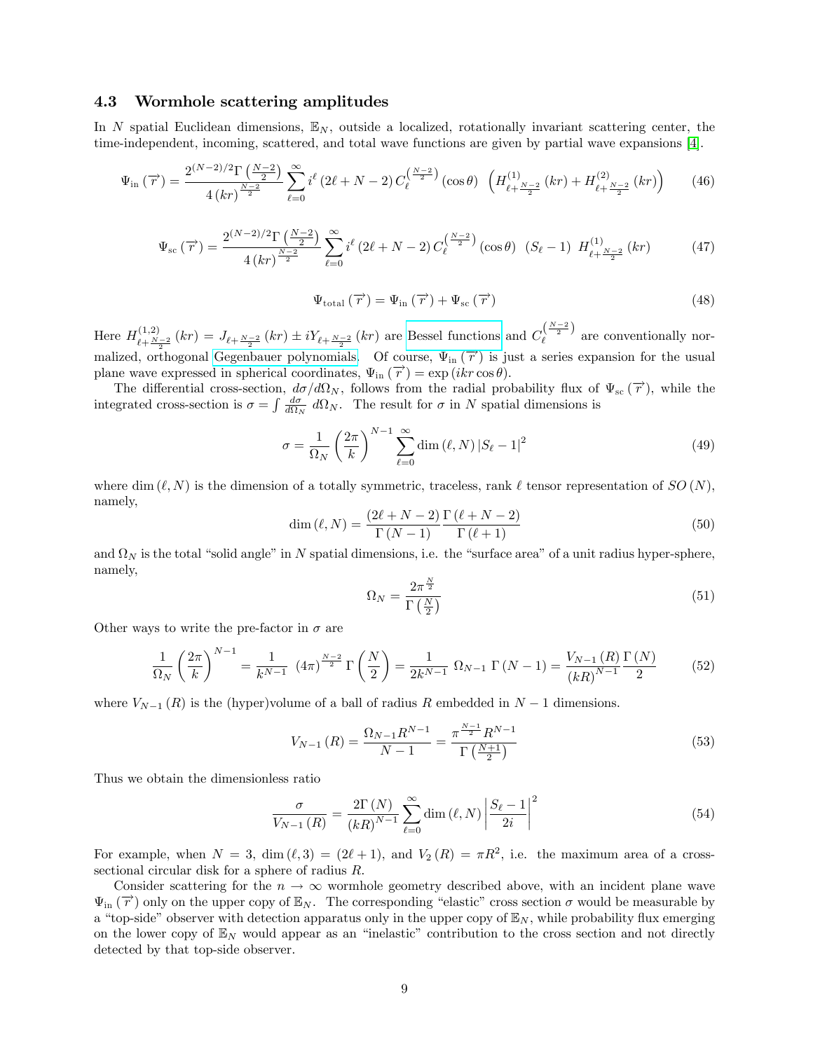### 4.3 Wormhole scattering amplitudes

In $N$ spatial Euclidean dimensions, $\mathbb{E}_N$, outside a localized, rotationally invariant scattering center, the time-independent, incoming, scattered, and total wave functions are given by partial wave expansions [4].

$$\Psi_{\text{in}}\left(\overrightarrow{r}\right) = \frac{2^{(N-2)/2}\Gamma\left(\frac{N-2}{2}\right)}{4\left(kr\right)^{\frac{N-2}{2}}} \sum_{\ell=0}^{\infty} i^{\ell}\left(2\ell+N-2\right) C_{\ell}^{\left(\frac{N-2}{2}\right)}\left(\cos\theta\right) \left(H_{\ell+\frac{N-2}{2}}^{(1)}\left(kr\right) + H_{\ell+\frac{N-2}{2}}^{(2)}\left(kr\right)\right) \tag{46}$$

$$\Psi_{\text{sc}}\left(\overrightarrow{r}\right) = \frac{2^{(N-2)/2}\Gamma\left(\frac{N-2}{2}\right)}{4\left(kr\right)^{\frac{N-2}{2}}} \sum_{\ell=0}^{\infty} i^{\ell}\left(2\ell+N-2\right) C_{\ell}^{\left(\frac{N-2}{2}\right)}\left(\cos\theta\right) \left(S_{\ell}-1\right) H_{\ell+\frac{N-2}{2}}^{(1)}\left(kr\right) \tag{47}$$

$$\Psi_{\text{total}}\left(\overrightarrow{r}\right) = \Psi_{\text{in}}\left(\overrightarrow{r}\right) + \Psi_{\text{sc}}\left(\overrightarrow{r}\right) \tag{48}$$

Here $H_{\ell+\frac{N-2}{2}}^{(1,2)}\left(kr\right) = J_{\ell+\frac{N-2}{2}}\left(kr\right) \pm iY_{\ell+\frac{N-2}{2}}\left(kr\right)$ are Bessel functions and $C_{\ell}^{\left(\frac{N-2}{2}\right)}$ are conventionally normalized, orthogonal Gegenbauer polynomials. Of course, $\Psi_{\text{in}}\left(\overrightarrow{r}\right)$ is just a series expansion for the usual plane wave expressed in spherical coordinates, $\Psi_{\text{in}}\left(\overrightarrow{r}\right) = \exp\left(ikr\cos\theta\right)$.

The differential cross-section, $d\sigma/d\Omega_N$, follows from the radial probability flux of $\Psi_{\text{sc}}\left(\overrightarrow{r}\right)$, while the integrated cross-section is $\sigma = \int \frac{d\sigma}{d\Omega_N}\, d\Omega_N$. The result for $\sigma$ in $N$ spatial dimensions is

$$\sigma = \frac{1}{\Omega_N}\left(\frac{2\pi}{k}\right)^{N-1} \sum_{\ell=0}^{\infty} \dim\left(\ell, N\right) \left|S_{\ell}-1\right|^2 \tag{49}$$

where $\dim\left(\ell, N\right)$ is the dimension of a totally symmetric, traceless, rank $\ell$ tensor representation of $SO\left(N\right)$, namely,

$$\dim\left(\ell, N\right) = \frac{\left(2\ell+N-2\right)}{\Gamma\left(N-1\right)} \frac{\Gamma\left(\ell+N-2\right)}{\Gamma\left(\ell+1\right)} \tag{50}$$

and $\Omega_N$ is the total "solid angle" in $N$ spatial dimensions, i.e. the "surface area" of a unit radius hyper-sphere, namely,

$$\Omega_N = \frac{2\pi^{\frac{N}{2}}}{\Gamma\left(\frac{N}{2}\right)} \tag{51}$$

Other ways to write the pre-factor in $\sigma$ are

$$\frac{1}{\Omega_N}\left(\frac{2\pi}{k}\right)^{N-1} = \frac{1}{k^{N-1}}\ \left(4\pi\right)^{\frac{N-2}{2}}\Gamma\left(\frac{N}{2}\right) = \frac{1}{2k^{N-1}}\ \Omega_{N-1}\ \Gamma\left(N-1\right) = \frac{V_{N-1}\left(R\right)}{\left(kR\right)^{N-1}} \frac{\Gamma\left(N\right)}{2} \tag{52}$$

where $V_{N-1}\left(R\right)$ is the (hyper)volume of a ball of radius $R$ embedded in $N-1$ dimensions.

$$V_{N-1}\left(R\right) = \frac{\Omega_{N-1} R^{N-1}}{N-1} = \frac{\pi^{\frac{N-1}{2}} R^{N-1}}{\Gamma\left(\frac{N+1}{2}\right)} \tag{53}$$

Thus we obtain the dimensionless ratio

$$\frac{\sigma}{V_{N-1}\left(R\right)} = \frac{2\Gamma\left(N\right)}{\left(kR\right)^{N-1}} \sum_{\ell=0}^{\infty} \dim\left(\ell, N\right) \left|\frac{S_{\ell}-1}{2i}\right|^2 \tag{54}$$

For example, when $N=3$, $\dim\left(\ell, 3\right) = \left(2\ell+1\right)$, and $V_2\left(R\right) = \pi R^2$, i.e. the maximum area of a cross-sectional circular disk for a sphere of radius $R$.

Consider scattering for the $n \to \infty$ wormhole geometry described above, with an incident plane wave $\Psi_{\text{in}}\left(\overrightarrow{r}\right)$ only on the upper copy of $\mathbb{E}_N$. The corresponding "elastic" cross section $\sigma$ would be measurable by a "top-side" observer with detection apparatus only in the upper copy of $\mathbb{E}_N$, while probability flux emerging on the lower copy of $\mathbb{E}_N$ would appear as an "inelastic" contribution to the cross section and not directly detected by that top-side observer.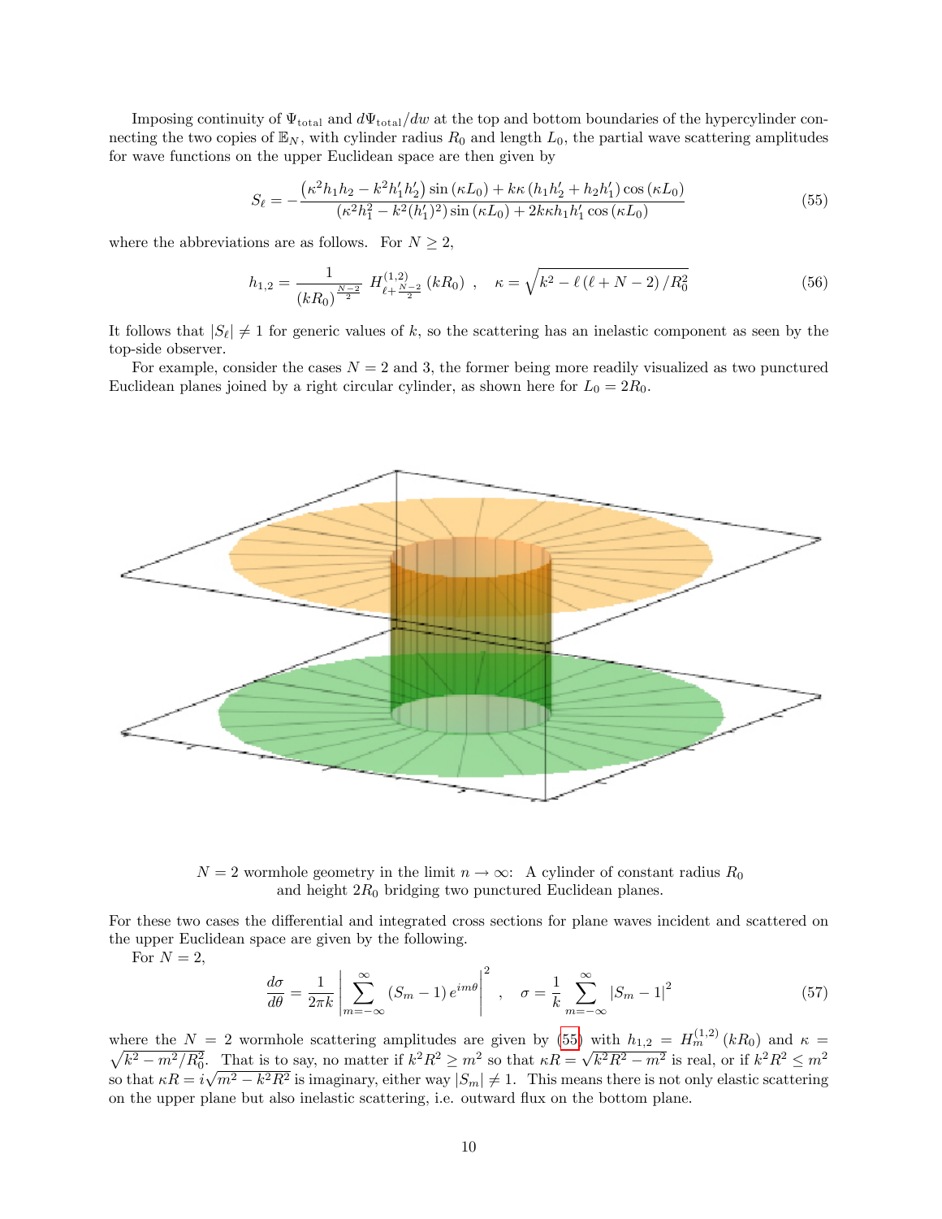Imposing continuity of $\Psi_{\text{total}}$ and $d\Psi_{\text{total}}/dw$ at the top and bottom boundaries of the hypercylinder connecting the two copies of $\mathbb{E}_N$, with cylinder radius $R_0$ and length $L_0$, the partial wave scattering amplitudes for wave functions on the upper Euclidean space are then given by

$$S_\ell = -\frac{\left(\kappa^2 h_1 h_2 - k^2 h_1' h_2'\right)\sin\left(\kappa L_0\right) + k\kappa\left(h_1 h_2' + h_2 h_1'\right)\cos\left(\kappa L_0\right)}{\left(\kappa^2 h_1^2 - k^2 (h_1')^2\right)\sin\left(\kappa L_0\right) + 2k\kappa h_1 h_1' \cos\left(\kappa L_0\right)} \tag{55}$$

where the abbreviations are as follows. For $N \geq 2$,

$$h_{1,2} = \frac{1}{\left(kR_0\right)^{\frac{N-2}{2}}}\ H^{(1,2)}_{\ell+\frac{N-2}{2}}\left(kR_0\right)\ ,\quad \kappa = \sqrt{k^2 - \ell\left(\ell+N-2\right)/R_0^2} \tag{56}$$

It follows that $|S_\ell| \neq 1$ for generic values of $k$, so the scattering has an inelastic component as seen by the top-side observer.

For example, consider the cases $N = 2$ and $3$, the former being more readily visualized as two punctured Euclidean planes joined by a right circular cylinder, as shown here for $L_0 = 2R_0$.

$N = 2$ wormhole geometry in the limit $n \to \infty$: A cylinder of constant radius $R_0$ and height $2R_0$ bridging two punctured Euclidean planes.

For these two cases the differential and integrated cross sections for plane waves incident and scattered on the upper Euclidean space are given by the following.

For $N = 2$,

$$\frac{d\sigma}{d\theta} = \frac{1}{2\pi k}\left|\sum_{m=-\infty}^{\infty}\left(S_m - 1\right)e^{im\theta}\right|^2\ ,\quad \sigma = \frac{1}{k}\sum_{m=-\infty}^{\infty}\left|S_m - 1\right|^2 \tag{57}$$

where the $N = 2$ wormhole scattering amplitudes are given by (55) with $h_{1,2} = H^{(1,2)}_m\left(kR_0\right)$ and $\kappa = \sqrt{k^2 - m^2/R_0^2}$. That is to say, no matter if $k^2R^2 \geq m^2$ so that $\kappa R = \sqrt{k^2R^2 - m^2}$ is real, or if $k^2R^2 \leq m^2$ so that $\kappa R = i\sqrt{m^2 - k^2R^2}$ is imaginary, either way $|S_m| \neq 1$. This means there is not only elastic scattering on the upper plane but also inelastic scattering, i.e. outward flux on the bottom plane.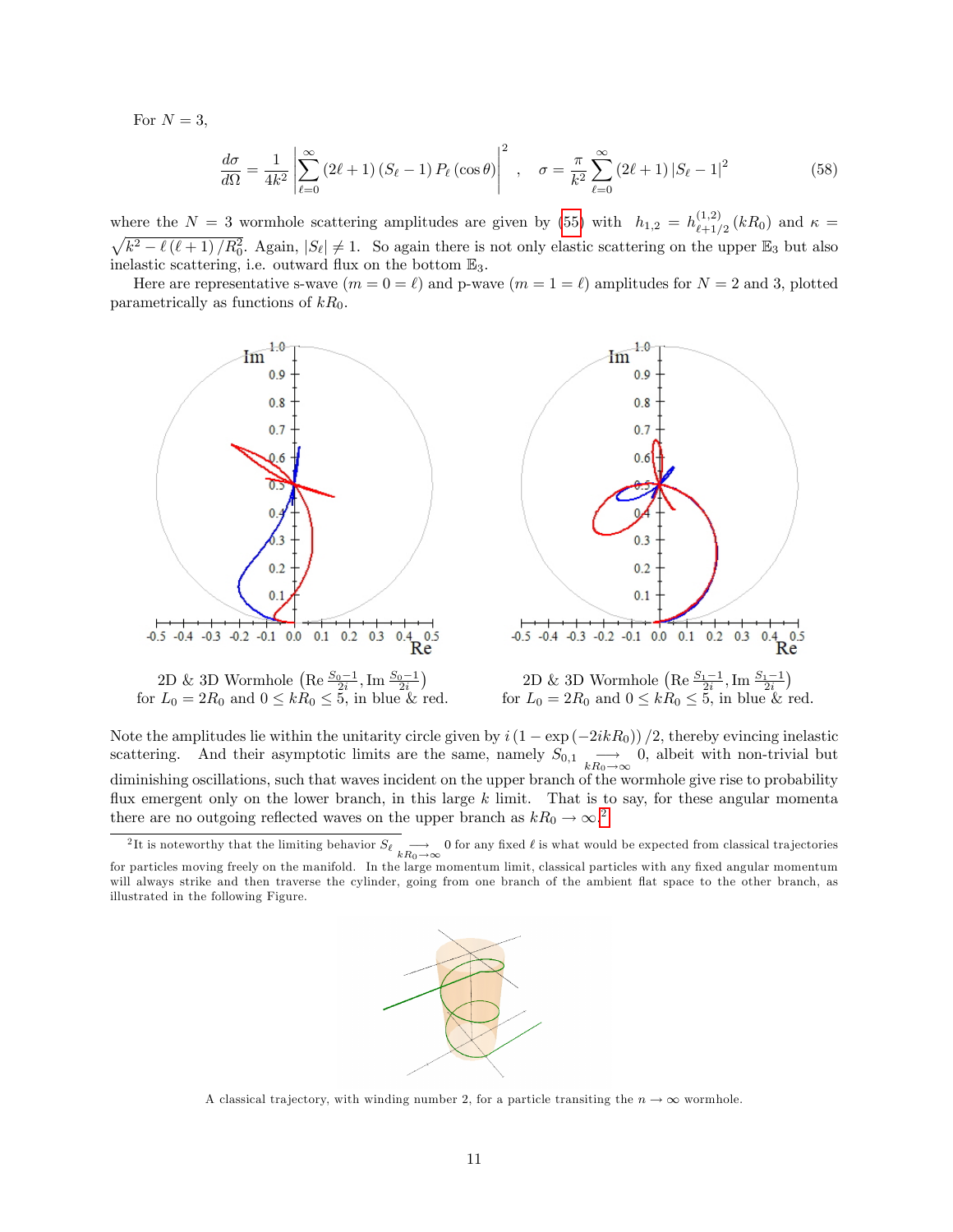For $N = 3$,

$$\frac{d\sigma}{d\Omega} = \frac{1}{4k^2}\left|\sum_{\ell=0}^{\infty}(2\ell+1)(S_\ell - 1)P_\ell(\cos\theta)\right|^2 \quad , \quad \sigma = \frac{\pi}{k^2}\sum_{\ell=0}^{\infty}(2\ell+1)|S_\ell - 1|^2 \tag{58}$$

where the $N = 3$ wormhole scattering amplitudes are given by (55) with $h_{1,2} = h^{(1,2)}_{\ell+1/2}(kR_0)$ and $\kappa = \sqrt{k^2 - \ell(\ell+1)/R_0^2}$. Again, $|S_\ell| \neq 1$. So again there is not only elastic scattering on the upper $\mathbb{E}_3$ but also inelastic scattering, i.e. outward flux on the bottom $\mathbb{E}_3$.

Here are representative s-wave ($m = 0 = \ell$) and p-wave ($m = 1 = \ell$) amplitudes for $N = 2$ and 3, plotted parametrically as functions of $kR_0$.

2D & 3D Wormhole $\left(\mathrm{Re}\,\frac{S_0-1}{2i}, \mathrm{Im}\,\frac{S_0-1}{2i}\right)$ for $L_0 = 2R_0$ and $0 \leq kR_0 \leq 5$, in blue & red.

2D & 3D Wormhole $\left(\mathrm{Re}\,\frac{S_1-1}{2i}, \mathrm{Im}\,\frac{S_1-1}{2i}\right)$ for $L_0 = 2R_0$ and $0 \leq kR_0 \leq 5$, in blue & red.

Note the amplitudes lie within the unitarity circle given by $i(1 - \exp(-2ikR_0))/2$, thereby evincing inelastic scattering. And their asymptotic limits are the same, namely $S_{0,1} \underset{kR_0\to\infty}{\longrightarrow} 0$, albeit with non-trivial but diminishing oscillations, such that waves incident on the upper branch of the wormhole give rise to probability flux emergent only on the lower branch, in this large $k$ limit. That is to say, for these angular momenta there are no outgoing reflected waves on the upper branch as $kR_0 \to \infty$.[2]

[2]It is noteworthy that the limiting behavior $S_\ell \underset{kR_0\to\infty}{\longrightarrow} 0$ for any fixed $\ell$ is what would be expected from classical trajectories for particles moving freely on the manifold. In the large momentum limit, classical particles with any fixed angular momentum will always strike and then traverse the cylinder, going from one branch of the ambient flat space to the other branch, as illustrated in the following Figure.

A classical trajectory, with winding number 2, for a particle transiting the $n \to \infty$ wormhole.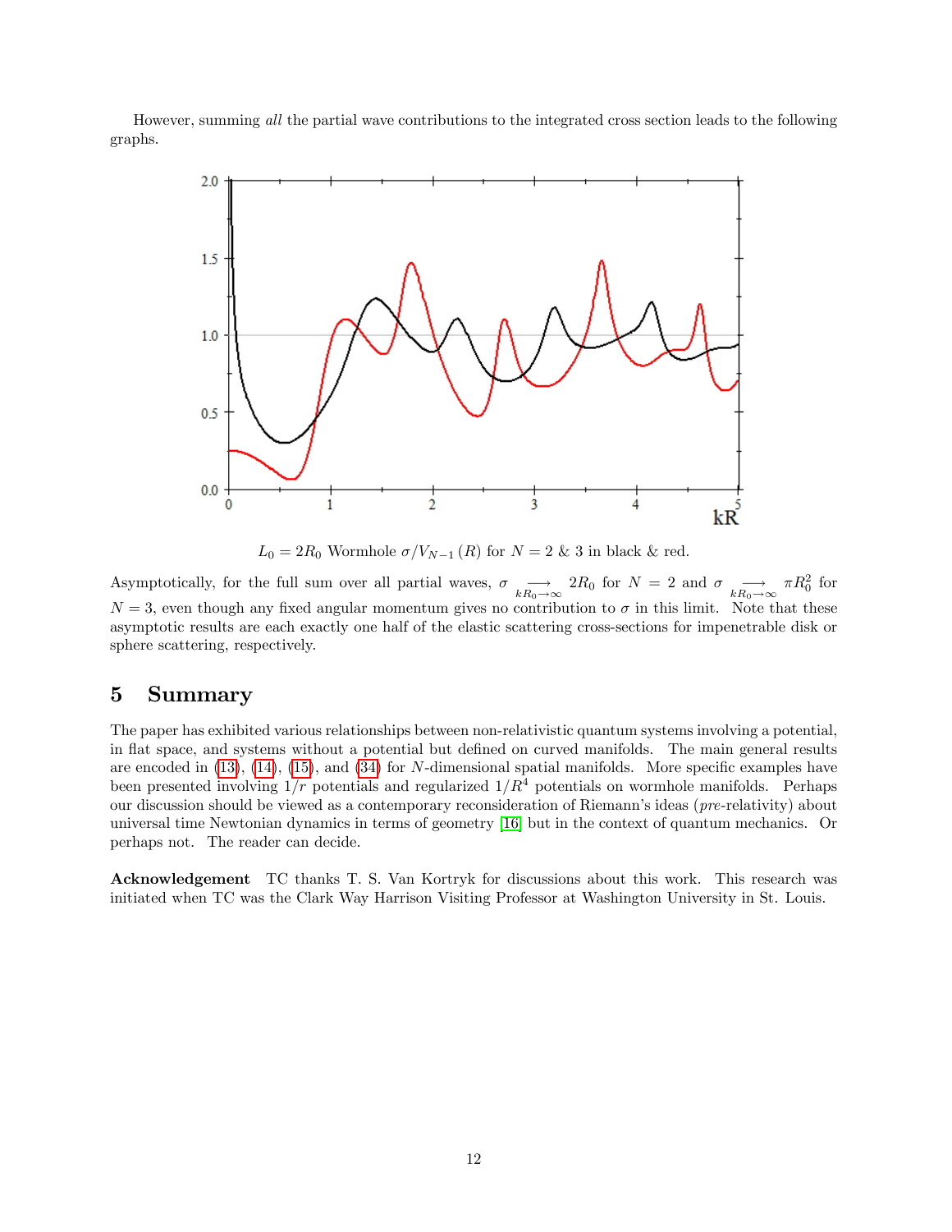However, summing *all* the partial wave contributions to the integrated cross section leads to the following graphs.

$L_0 = 2R_0$ Wormhole $\sigma/V_{N-1}(R)$ for $N = 2$ & $3$ in black & red.

Asymptotically, for the full sum over all partial waves, $\sigma \underset{kR_0\to\infty}{\longrightarrow} 2R_0$ for $N = 2$ and $\sigma \underset{kR_0\to\infty}{\longrightarrow} \pi R_0^2$ for $N = 3$, even though any fixed angular momentum gives no contribution to $\sigma$ in this limit. Note that these asymptotic results are each exactly one half of the elastic scattering cross-sections for impenetrable disk or sphere scattering, respectively.

## 5 Summary

The paper has exhibited various relationships between non-relativistic quantum systems involving a potential, in flat space, and systems without a potential but defined on curved manifolds. The main general results are encoded in (13), (14), (15), and (34) for $N$-dimensional spatial manifolds. More specific examples have been presented involving $1/r$ potentials and regularized $1/R^4$ potentials on wormhole manifolds. Perhaps our discussion should be viewed as a contemporary reconsideration of Riemann's ideas (*pre*-relativity) about universal time Newtonian dynamics in terms of geometry [16] but in the context of quantum mechanics. Or perhaps not. The reader can decide.

**Acknowledgement** TC thanks T. S. Van Kortryk for discussions about this work. This research was initiated when TC was the Clark Way Harrison Visiting Professor at Washington University in St. Louis.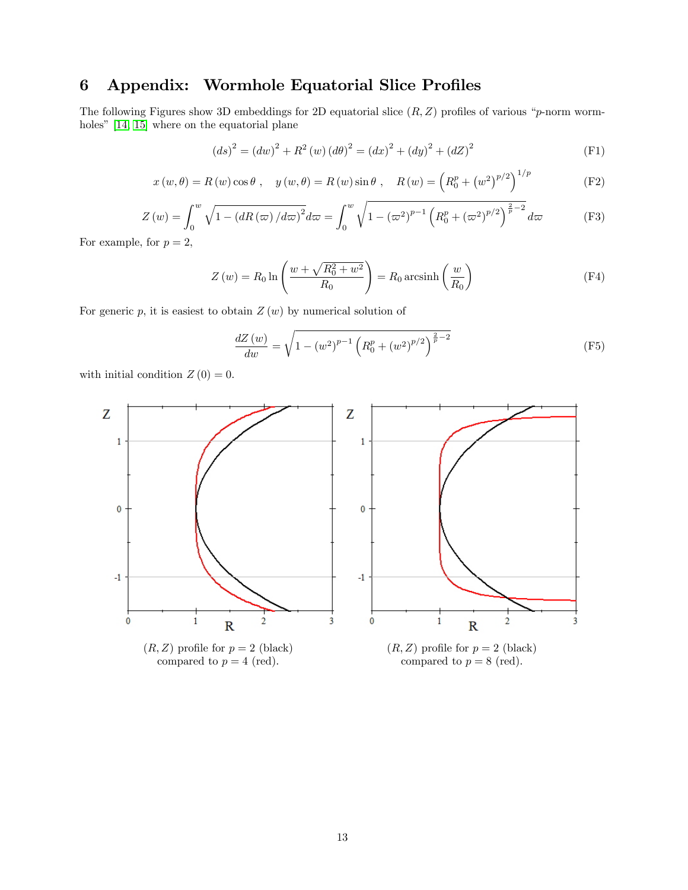# 6 Appendix: Wormhole Equatorial Slice Profiles

The following Figures show 3D embeddings for 2D equatorial slice $(R, Z)$ profiles of various "$p$-norm wormholes" [14, 15] where on the equatorial plane

$$(ds)^2 = (dw)^2 + R^2(w)(d\theta)^2 = (dx)^2 + (dy)^2 + (dZ)^2 \tag{F1}$$

$$x(w,\theta) = R(w)\cos\theta\ , \quad y(w,\theta) = R(w)\sin\theta\ , \quad R(w) = \left(R_0^p + (w^2)^{p/2}\right)^{1/p} \tag{F2}$$

$$Z(w) = \int_0^w \sqrt{1 - (dR(\varpi)/d\varpi)^2}\, d\varpi = \int_0^w \sqrt{1 - (\varpi^2)^{p-1}\left(R_0^p + (\varpi^2)^{p/2}\right)^{\frac{2}{p}-2}}\, d\varpi \tag{F3}$$

For example, for $p = 2$,

$$Z(w) = R_0 \ln\left(\frac{w + \sqrt{R_0^2 + w^2}}{R_0}\right) = R_0 \operatorname{arcsinh}\left(\frac{w}{R_0}\right) \tag{F4}$$

For generic $p$, it is easiest to obtain $Z(w)$ by numerical solution of

$$\frac{dZ(w)}{dw} = \sqrt{1 - (w^2)^{p-1}\left(R_0^p + (w^2)^{p/2}\right)^{\frac{2}{p}-2}} \tag{F5}$$

with initial condition $Z(0) = 0$.

$(R, Z)$ profile for $p = 2$ (black) compared to $p = 4$ (red).

$(R, Z)$ profile for $p = 2$ (black) compared to $p = 8$ (red).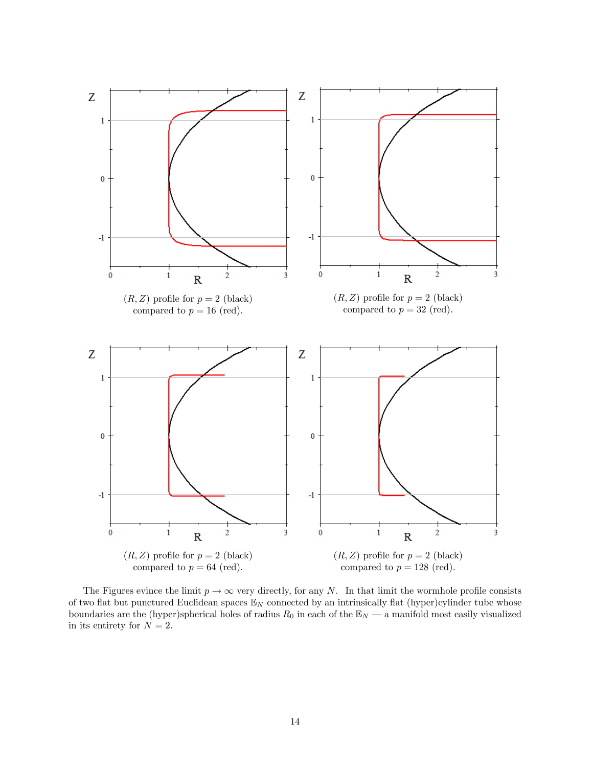$(R, Z)$ profile for $p = 2$ (black) compared to $p = 16$ (red).

$(R, Z)$ profile for $p = 2$ (black) compared to $p = 32$ (red).

$(R, Z)$ profile for $p = 2$ (black) compared to $p = 64$ (red).

$(R, Z)$ profile for $p = 2$ (black) compared to $p = 128$ (red).

The Figures evince the limit $p \to \infty$ very directly, for any $N$. In that limit the wormhole profile consists of two flat but punctured Euclidean spaces $\mathbb{E}_N$ connected by an intrinsically flat (hyper)cylinder tube whose boundaries are the (hyper)spherical holes of radius $R_0$ in each of the $\mathbb{E}_N$ — a manifold most easily visualized in its entirety for $N = 2$.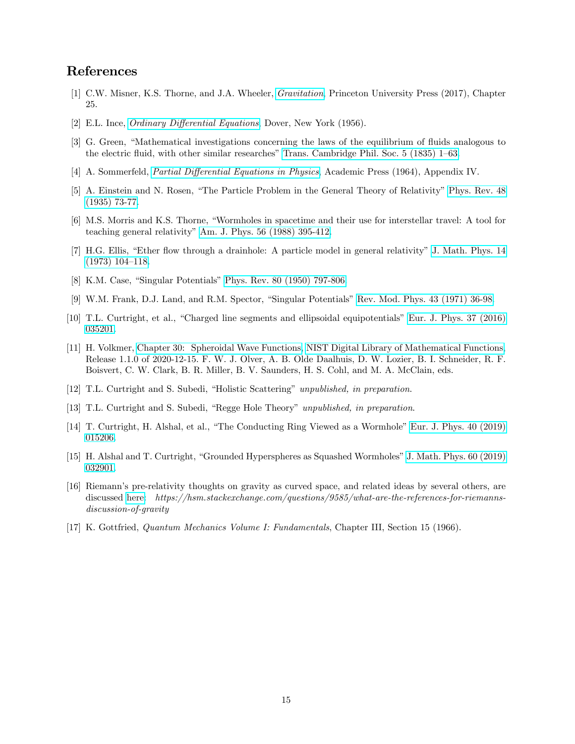## References

[1] C.W. Misner, K.S. Thorne, and J.A. Wheeler, *Gravitation*, Princeton University Press (2017), Chapter 25.

[2] E.L. Ince, *Ordinary Differential Equations*, Dover, New York (1956).

[3] G. Green, "Mathematical investigations concerning the laws of the equilibrium of fluids analogous to the electric fluid, with other similar researches" Trans. Cambridge Phil. Soc. 5 (1835) 1–63.

[4] A. Sommerfeld, *Partial Differential Equations in Physics*, Academic Press (1964), Appendix IV.

[5] A. Einstein and N. Rosen, "The Particle Problem in the General Theory of Relativity" Phys. Rev. 48 (1935) 73-77.

[6] M.S. Morris and K.S. Thorne, "Wormholes in spacetime and their use for interstellar travel: A tool for teaching general relativity" Am. J. Phys. 56 (1988) 395-412.

[7] H.G. Ellis, "Ether flow through a drainhole: A particle model in general relativity" J. Math. Phys. 14 (1973) 104–118.

[8] K.M. Case, "Singular Potentials" Phys. Rev. 80 (1950) 797-806.

[9] W.M. Frank, D.J. Land, and R.M. Spector, "Singular Potentials" Rev. Mod. Phys. 43 (1971) 36-98.

[10] T.L. Curtright, et al., "Charged line segments and ellipsoidal equipotentials" Eur. J. Phys. 37 (2016) 035201.

[11] H. Volkmer, Chapter 30: Spheroidal Wave Functions, NIST Digital Library of Mathematical Functions, Release 1.1.0 of 2020-12-15. F. W. J. Olver, A. B. Olde Daalhuis, D. W. Lozier, B. I. Schneider, R. F. Boisvert, C. W. Clark, B. R. Miller, B. V. Saunders, H. S. Cohl, and M. A. McClain, eds.

[12] T.L. Curtright and S. Subedi, "Holistic Scattering" *unpublished, in preparation*.

[13] T.L. Curtright and S. Subedi, "Regge Hole Theory" *unpublished, in preparation*.

[14] T. Curtright, H. Alshal, et al., "The Conducting Ring Viewed as a Wormhole" Eur. J. Phys. 40 (2019) 015206.

[15] H. Alshal and T. Curtright, "Grounded Hyperspheres as Squashed Wormholes" J. Math. Phys. 60 (2019) 032901.

[16] Riemann's pre-relativity thoughts on gravity as curved space, and related ideas by several others, are discussed here: *https://hsm.stackexchange.com/questions/9585/what-are-the-references-for-riemanns-discussion-of-gravity*

[17] K. Gottfried, *Quantum Mechanics Volume I: Fundamentals*, Chapter III, Section 15 (1966).